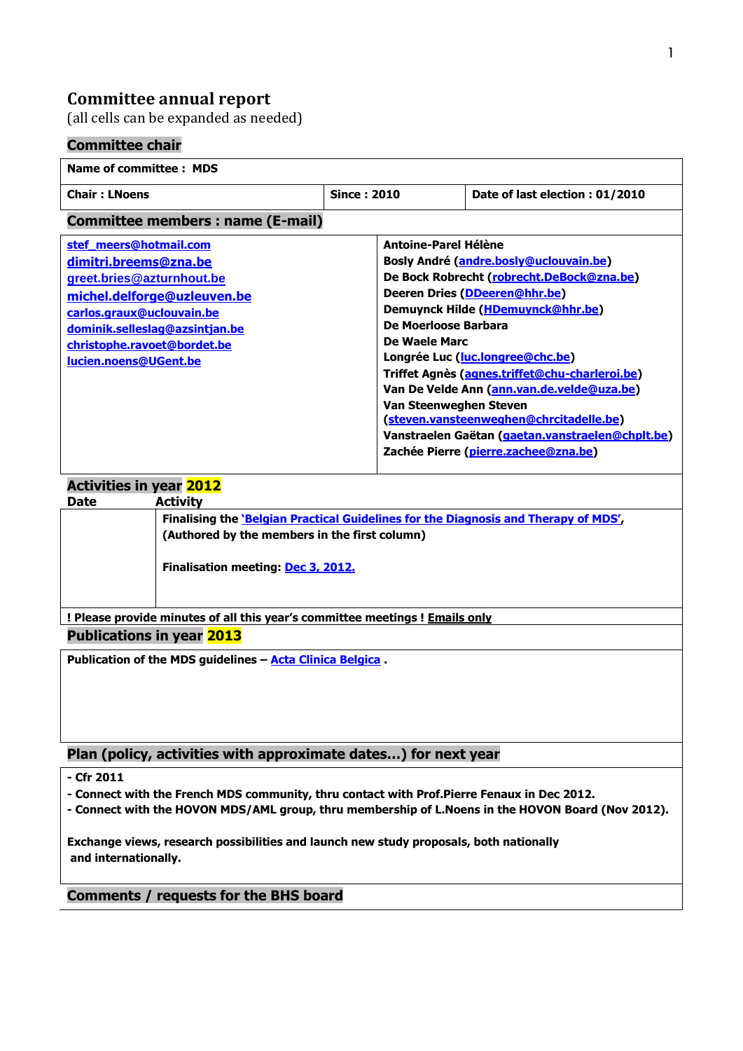# Committee annual report

(all cells can be expanded as needed)

## Committee chair

| Name of committee : MDS | | |
|---|---|---|
| Chair : LNoens | Since : 2010 | Date of last election : 01/2010 |

## Committee members : name (E-mail)

| | |
|---|---|
| stef_meers@hotmail.com<br>dimitri.breems@zna.be<br>greet.bries@azturnhout.be<br>michel.delforge@uzleuven.be<br>carlos.graux@uclouvain.be<br>dominik.selleslag@azsintjan.be<br>christophe.ravoet@bordet.be<br>lucien.noens@UGent.be | Antoine-Parel Hélène<br>Bosly André (andre.bosly@uclouvain.be)<br>De Bock Robrecht (robrecht.DeBock@zna.be)<br>Deeren Dries (DDeeren@hhr.be)<br>Demuynck Hilde (HDemuynck@hhr.be)<br>De Moerloose Barbara<br>De Waele Marc<br>Longrée Luc (luc.longree@chc.be)<br>Triffet Agnès (agnes.triffet@chu-charleroi.be)<br>Van De Velde Ann (ann.van.de.velde@uza.be)<br>Van Steenweghen Steven (steven.vansteenweghen@chrcitadelle.be)<br>Vanstraelen Gaëtan (gaetan.vanstraelen@chplt.be)<br>Zachée Pierre (pierre.zachee@zna.be) |

## Activities in year 2012

| Date | Activity |
|---|---|
| | Finalising the 'Belgian Practical Guidelines for the Diagnosis and Therapy of MDS', (Authored by the members in the first column)<br><br>Finalisation meeting: Dec 3, 2012. |

! Please provide minutes of all this year's committee meetings ! Emails only

## Publications in year 2013

Publication of the MDS guidelines – Acta Clinica Belgica .

## Plan (policy, activities with approximate dates…) for next year

- Cfr 2011
- Connect with the French MDS community, thru contact with Prof.Pierre Fenaux in Dec 2012.
- Connect with the HOVON MDS/AML group, thru membership of L.Noens in the HOVON Board (Nov 2012).

Exchange views, research possibilities and launch new study proposals, both nationally and internationally.

## Comments / requests for the BHS board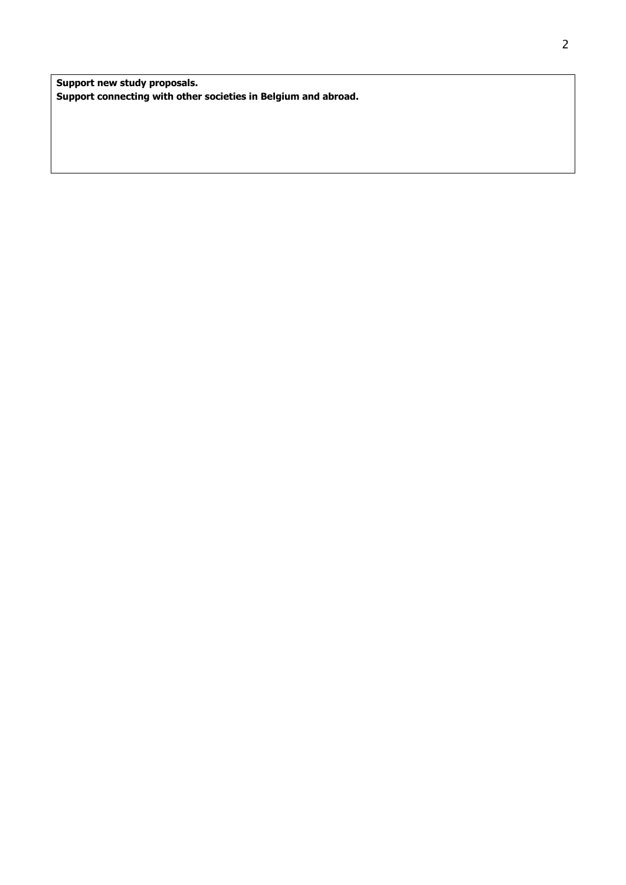**Support new study proposals.**
**Support connecting with other societies in Belgium and abroad.**